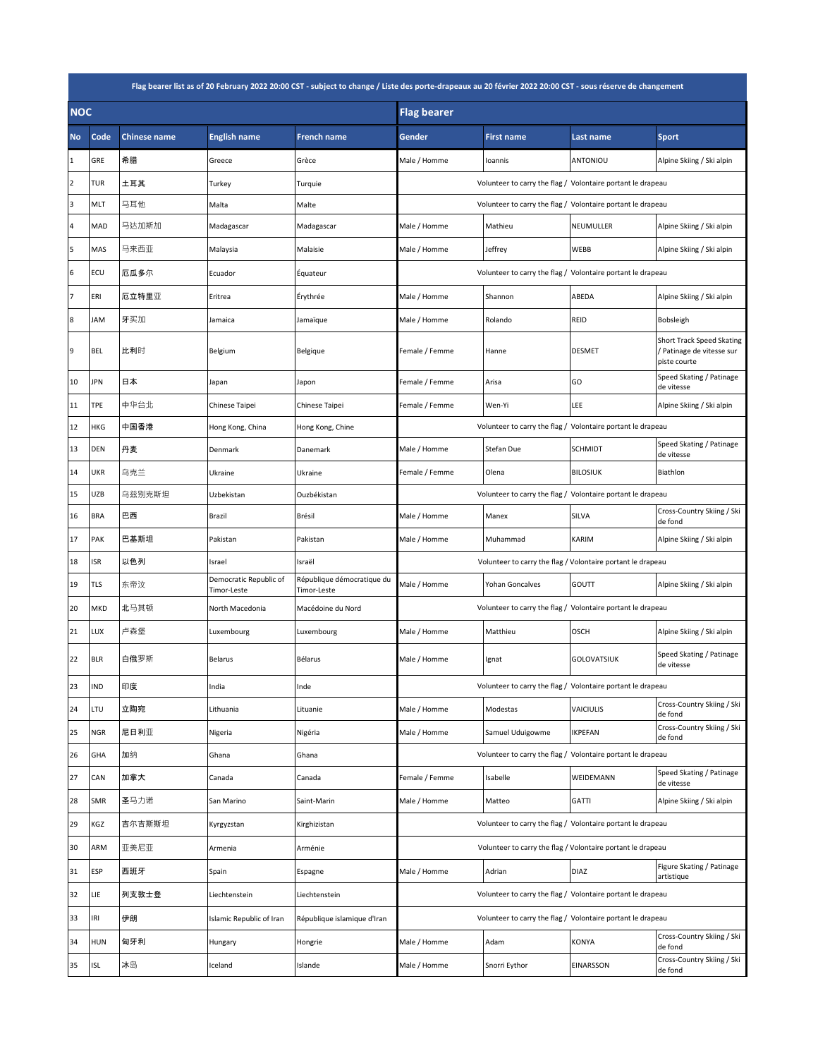| Flag bearer list as of 20 February 2022 20:00 CST - subject to change / Liste des porte-drapeaux au 20 février 2022 20:00 CST - sous réserve de changement | | | | | | | | |
|---|---|---|---|---|---|---|---|---|
| **NOC** | | | | | **Flag bearer** | | | |
| **No** | **Code** | **Chinese name** | **English name** | **French name** | **Gender** | **First name** | **Last name** | **Sport** |
| 1 | GRE | 希腊 | Greece | Grèce | Male / Homme | Ioannis | ANTONIOU | Alpine Skiing / Ski alpin |
| 2 | TUR | 土耳其 | Turkey | Turquie | Volunteer to carry the flag / Volontaire portant le drapeau | | | |
| 3 | MLT | 马耳他 | Malta | Malte | Volunteer to carry the flag / Volontaire portant le drapeau | | | |
| 4 | MAD | 马达加斯加 | Madagascar | Madagascar | Male / Homme | Mathieu | NEUMULLER | Alpine Skiing / Ski alpin |
| 5 | MAS | 马来西亚 | Malaysia | Malaisie | Male / Homme | Jeffrey | WEBB | Alpine Skiing / Ski alpin |
| 6 | ECU | 厄瓜多尔 | Ecuador | Équateur | Volunteer to carry the flag / Volontaire portant le drapeau | | | |
| 7 | ERI | 厄立特里亚 | Eritrea | Érythrée | Male / Homme | Shannon | ABEDA | Alpine Skiing / Ski alpin |
| 8 | JAM | 牙买加 | Jamaica | Jamaïque | Male / Homme | Rolando | REID | Bobsleigh |
| 9 | BEL | 比利时 | Belgium | Belgique | Female / Femme | Hanne | DESMET | Short Track Speed Skating / Patinage de vitesse sur piste courte |
| 10 | JPN | 日本 | Japan | Japon | Female / Femme | Arisa | GO | Speed Skating / Patinage de vitesse |
| 11 | TPE | 中华台北 | Chinese Taipei | Chinese Taipei | Female / Femme | Wen-Yi | LEE | Alpine Skiing / Ski alpin |
| 12 | HKG | 中国香港 | Hong Kong, China | Hong Kong, Chine | Volunteer to carry the flag / Volontaire portant le drapeau | | | |
| 13 | DEN | 丹麦 | Denmark | Danemark | Male / Homme | Stefan Due | SCHMIDT | Speed Skating / Patinage de vitesse |
| 14 | UKR | 乌克兰 | Ukraine | Ukraine | Female / Femme | Olena | BILOSIUK | Biathlon |
| 15 | UZB | 乌兹别克斯坦 | Uzbekistan | Ouzbékistan | Volunteer to carry the flag / Volontaire portant le drapeau | | | |
| 16 | BRA | 巴西 | Brazil | Brésil | Male / Homme | Manex | SILVA | Cross-Country Skiing / Ski de fond |
| 17 | PAK | 巴基斯坦 | Pakistan | Pakistan | Male / Homme | Muhammad | KARIM | Alpine Skiing / Ski alpin |
| 18 | ISR | 以色列 | Israel | Israël | Volunteer to carry the flag / Volontaire portant le drapeau | | | |
| 19 | TLS | 东帝汶 | Democratic Republic of Timor-Leste | République démocratique du Timor-Leste | Male / Homme | Yohan Goncalves | GOUTT | Alpine Skiing / Ski alpin |
| 20 | MKD | 北马其顿 | North Macedonia | Macédoine du Nord | Volunteer to carry the flag / Volontaire portant le drapeau | | | |
| 21 | LUX | 卢森堡 | Luxembourg | Luxembourg | Male / Homme | Matthieu | OSCH | Alpine Skiing / Ski alpin |
| 22 | BLR | 白俄罗斯 | Belarus | Bélarus | Male / Homme | Ignat | GOLOVATSIUK | Speed Skating / Patinage de vitesse |
| 23 | IND | 印度 | India | Inde | Volunteer to carry the flag / Volontaire portant le drapeau | | | |
| 24 | LTU | 立陶宛 | Lithuania | Lituanie | Male / Homme | Modestas | VAICIULIS | Cross-Country Skiing / Ski de fond |
| 25 | NGR | 尼日利亚 | Nigeria | Nigéria | Male / Homme | Samuel Uduigowme | IKPEFAN | Cross-Country Skiing / Ski de fond |
| 26 | GHA | 加纳 | Ghana | Ghana | Volunteer to carry the flag / Volontaire portant le drapeau | | | |
| 27 | CAN | 加拿大 | Canada | Canada | Female / Femme | Isabelle | WEIDEMANN | Speed Skating / Patinage de vitesse |
| 28 | SMR | 圣马力诺 | San Marino | Saint-Marin | Male / Homme | Matteo | GATTI | Alpine Skiing / Ski alpin |
| 29 | KGZ | 吉尔吉斯斯坦 | Kyrgyzstan | Kirghizistan | Volunteer to carry the flag / Volontaire portant le drapeau | | | |
| 30 | ARM | 亚美尼亚 | Armenia | Arménie | Volunteer to carry the flag / Volontaire portant le drapeau | | | |
| 31 | ESP | 西班牙 | Spain | Espagne | Male / Homme | Adrian | DIAZ | Figure Skating / Patinage artistique |
| 32 | LIE | 列支敦士登 | Liechtenstein | Liechtenstein | Volunteer to carry the flag / Volontaire portant le drapeau | | | |
| 33 | IRI | 伊朗 | Islamic Republic of Iran | République islamique d'Iran | Volunteer to carry the flag / Volontaire portant le drapeau | | | |
| 34 | HUN | 匈牙利 | Hungary | Hongrie | Male / Homme | Adam | KONYA | Cross-Country Skiing / Ski de fond |
| 35 | ISL | 冰岛 | Iceland | Islande | Male / Homme | Snorri Eythor | EINARSSON | Cross-Country Skiing / Ski de fond |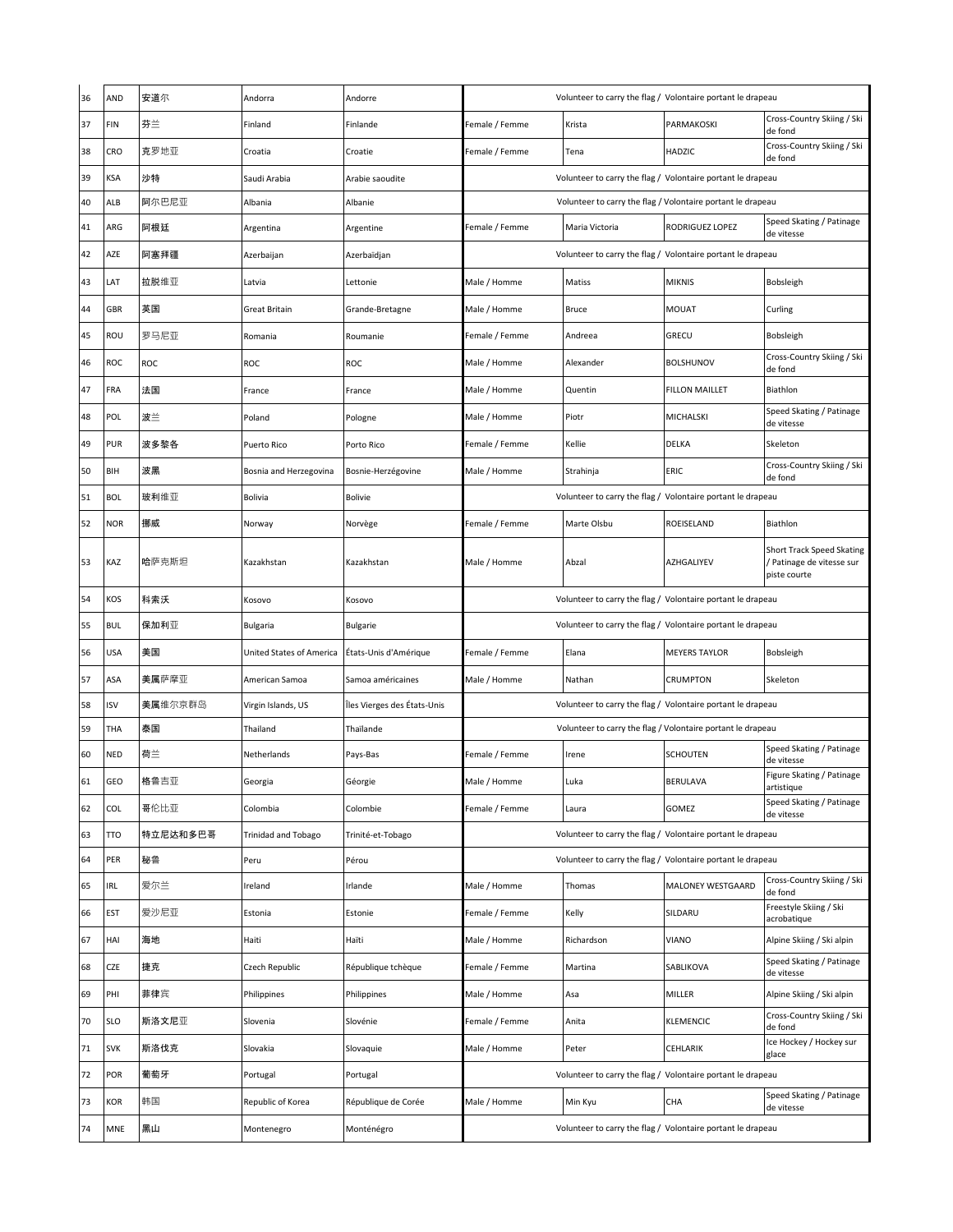| | | | | | | | | |
|---|---|---|---|---|---|---|---|---|
| 36 | AND | 安道尔 | Andorra | Andorre | Volunteer to carry the flag / Volontaire portant le drapeau | | | |
| 37 | FIN | 芬兰 | Finland | Finlande | Female / Femme | Krista | PARMAKOSKI | Cross-Country Skiing / Ski de fond |
| 38 | CRO | 克罗地亚 | Croatia | Croatie | Female / Femme | Tena | HADZIC | Cross-Country Skiing / Ski de fond |
| 39 | KSA | 沙特 | Saudi Arabia | Arabie saoudite | Volunteer to carry the flag / Volontaire portant le drapeau | | | |
| 40 | ALB | 阿尔巴尼亚 | Albania | Albanie | Volunteer to carry the flag / Volontaire portant le drapeau | | | |
| 41 | ARG | 阿根廷 | Argentina | Argentine | Female / Femme | Maria Victoria | RODRIGUEZ LOPEZ | Speed Skating / Patinage de vitesse |
| 42 | AZE | 阿塞拜疆 | Azerbaijan | Azerbaïdjan | Volunteer to carry the flag / Volontaire portant le drapeau | | | |
| 43 | LAT | 拉脱维亚 | Latvia | Lettonie | Male / Homme | Matiss | MIKNIS | Bobsleigh |
| 44 | GBR | 英国 | Great Britain | Grande-Bretagne | Male / Homme | Bruce | MOUAT | Curling |
| 45 | ROU | 罗马尼亚 | Romania | Roumanie | Female / Femme | Andreea | GRECU | Bobsleigh |
| 46 | ROC | ROC | ROC | ROC | Male / Homme | Alexander | BOLSHUNOV | Cross-Country Skiing / Ski de fond |
| 47 | FRA | 法国 | France | France | Male / Homme | Quentin | FILLON MAILLET | Biathlon |
| 48 | POL | 波兰 | Poland | Pologne | Male / Homme | Piotr | MICHALSKI | Speed Skating / Patinage de vitesse |
| 49 | PUR | 波多黎各 | Puerto Rico | Porto Rico | Female / Femme | Kellie | DELKA | Skeleton |
| 50 | BIH | 波黑 | Bosnia and Herzegovina | Bosnie-Herzégovine | Male / Homme | Strahinja | ERIC | Cross-Country Skiing / Ski de fond |
| 51 | BOL | 玻利维亚 | Bolivia | Bolivie | Volunteer to carry the flag / Volontaire portant le drapeau | | | |
| 52 | NOR | 挪威 | Norway | Norvège | Female / Femme | Marte Olsbu | ROEISELAND | Biathlon |
| 53 | KAZ | 哈萨克斯坦 | Kazakhstan | Kazakhstan | Male / Homme | Abzal | AZHGALIYEV | Short Track Speed Skating / Patinage de vitesse sur piste courte |
| 54 | KOS | 科索沃 | Kosovo | Kosovo | Volunteer to carry the flag / Volontaire portant le drapeau | | | |
| 55 | BUL | 保加利亚 | Bulgaria | Bulgarie | Volunteer to carry the flag / Volontaire portant le drapeau | | | |
| 56 | USA | 美国 | United States of America | États-Unis d'Amérique | Female / Femme | Elana | MEYERS TAYLOR | Bobsleigh |
| 57 | ASA | 美属萨摩亚 | American Samoa | Samoa américaines | Male / Homme | Nathan | CRUMPTON | Skeleton |
| 58 | ISV | 美属维尔京群岛 | Virgin Islands, US | Îles Vierges des États-Unis | Volunteer to carry the flag / Volontaire portant le drapeau | | | |
| 59 | THA | 泰国 | Thailand | Thaïlande | Volunteer to carry the flag / Volontaire portant le drapeau | | | |
| 60 | NED | 荷兰 | Netherlands | Pays-Bas | Female / Femme | Irene | SCHOUTEN | Speed Skating / Patinage de vitesse |
| 61 | GEO | 格鲁吉亚 | Georgia | Géorgie | Male / Homme | Luka | BERULAVA | Figure Skating / Patinage artistique |
| 62 | COL | 哥伦比亚 | Colombia | Colombie | Female / Femme | Laura | GOMEZ | Speed Skating / Patinage de vitesse |
| 63 | TTO | 特立尼达和多巴哥 | Trinidad and Tobago | Trinité-et-Tobago | Volunteer to carry the flag / Volontaire portant le drapeau | | | |
| 64 | PER | 秘鲁 | Peru | Pérou | Volunteer to carry the flag / Volontaire portant le drapeau | | | |
| 65 | IRL | 爱尔兰 | Ireland | Irlande | Male / Homme | Thomas | MALONEY WESTGAARD | Cross-Country Skiing / Ski de fond |
| 66 | EST | 爱沙尼亚 | Estonia | Estonie | Female / Femme | Kelly | SILDARU | Freestyle Skiing / Ski acrobatique |
| 67 | HAI | 海地 | Haiti | Haïti | Male / Homme | Richardson | VIANO | Alpine Skiing / Ski alpin |
| 68 | CZE | 捷克 | Czech Republic | République tchèque | Female / Femme | Martina | SABLIKOVA | Speed Skating / Patinage de vitesse |
| 69 | PHI | 菲律宾 | Philippines | Philippines | Male / Homme | Asa | MILLER | Alpine Skiing / Ski alpin |
| 70 | SLO | 斯洛文尼亚 | Slovenia | Slovénie | Female / Femme | Anita | KLEMENCIC | Cross-Country Skiing / Ski de fond |
| 71 | SVK | 斯洛伐克 | Slovakia | Slovaquie | Male / Homme | Peter | CEHLARIK | Ice Hockey / Hockey sur glace |
| 72 | POR | 葡萄牙 | Portugal | Portugal | Volunteer to carry the flag / Volontaire portant le drapeau | | | |
| 73 | KOR | 韩国 | Republic of Korea | République de Corée | Male / Homme | Min Kyu | CHA | Speed Skating / Patinage de vitesse |
| 74 | MNE | 黑山 | Montenegro | Monténégro | Volunteer to carry the flag / Volontaire portant le drapeau | | | |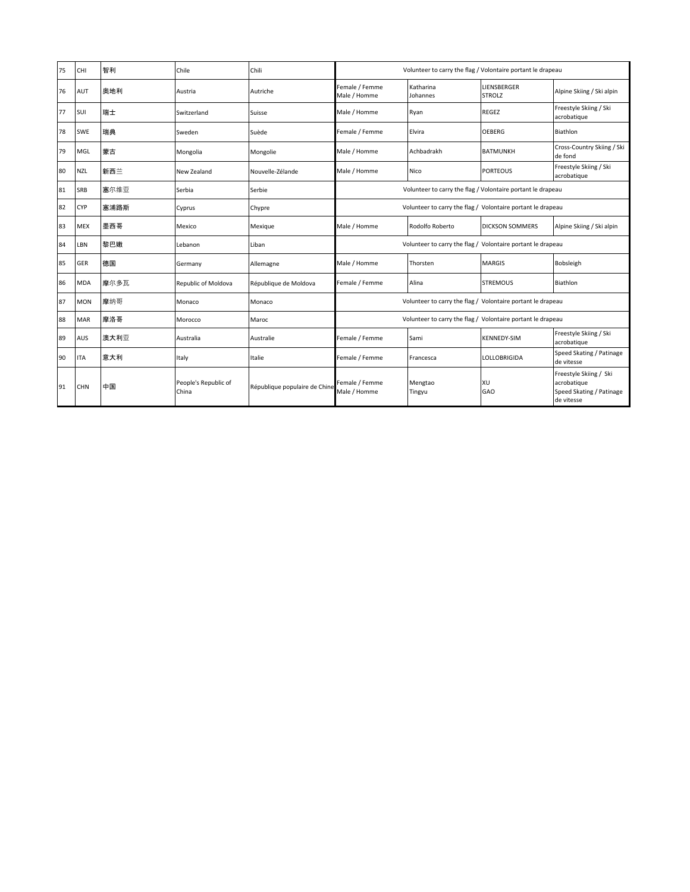| | | | | | | | | |
|---|---|---|---|---|---|---|---|---|
| 75 | CHI | 智利 | Chile | Chili | Volunteer to carry the flag / Volontaire portant le drapeau | | | |
| 76 | AUT | 奥地利 | Austria | Autriche | Female / Femme<br>Male / Homme | Katharina<br>Johannes | LIENSBERGER<br>STROLZ | Alpine Skiing / Ski alpin |
| 77 | SUI | 瑞士 | Switzerland | Suisse | Male / Homme | Ryan | REGEZ | Freestyle Skiing / Ski acrobatique |
| 78 | SWE | 瑞典 | Sweden | Suède | Female / Femme | Elvira | OEBERG | Biathlon |
| 79 | MGL | 蒙古 | Mongolia | Mongolie | Male / Homme | Achbadrakh | BATMUNKH | Cross-Country Skiing / Ski de fond |
| 80 | NZL | 新西兰 | New Zealand | Nouvelle-Zélande | Male / Homme | Nico | PORTEOUS | Freestyle Skiing / Ski acrobatique |
| 81 | SRB | 塞尔维亚 | Serbia | Serbie | Volunteer to carry the flag / Volontaire portant le drapeau | | | |
| 82 | CYP | 塞浦路斯 | Cyprus | Chypre | Volunteer to carry the flag / Volontaire portant le drapeau | | | |
| 83 | MEX | 墨西哥 | Mexico | Mexique | Male / Homme | Rodolfo Roberto | DICKSON SOMMERS | Alpine Skiing / Ski alpin |
| 84 | LBN | 黎巴嫩 | Lebanon | Liban | Volunteer to carry the flag / Volontaire portant le drapeau | | | |
| 85 | GER | 德国 | Germany | Allemagne | Male / Homme | Thorsten | MARGIS | Bobsleigh |
| 86 | MDA | 摩尔多瓦 | Republic of Moldova | République de Moldova | Female / Femme | Alina | STREMOUS | Biathlon |
| 87 | MON | 摩纳哥 | Monaco | Monaco | Volunteer to carry the flag / Volontaire portant le drapeau | | | |
| 88 | MAR | 摩洛哥 | Morocco | Maroc | Volunteer to carry the flag / Volontaire portant le drapeau | | | |
| 89 | AUS | 澳大利亚 | Australia | Australie | Female / Femme | Sami | KENNEDY-SIM | Freestyle Skiing / Ski acrobatique |
| 90 | ITA | 意大利 | Italy | Italie | Female / Femme | Francesca | LOLLOBRIGIDA | Speed Skating / Patinage de vitesse |
| 91 | CHN | 中国 | People's Republic of China | République populaire de Chine | Female / Femme<br>Male / Homme | Mengtao<br>Tingyu | XU<br>GAO | Freestyle Skiing / Ski acrobatique<br>Speed Skating / Patinage de vitesse |